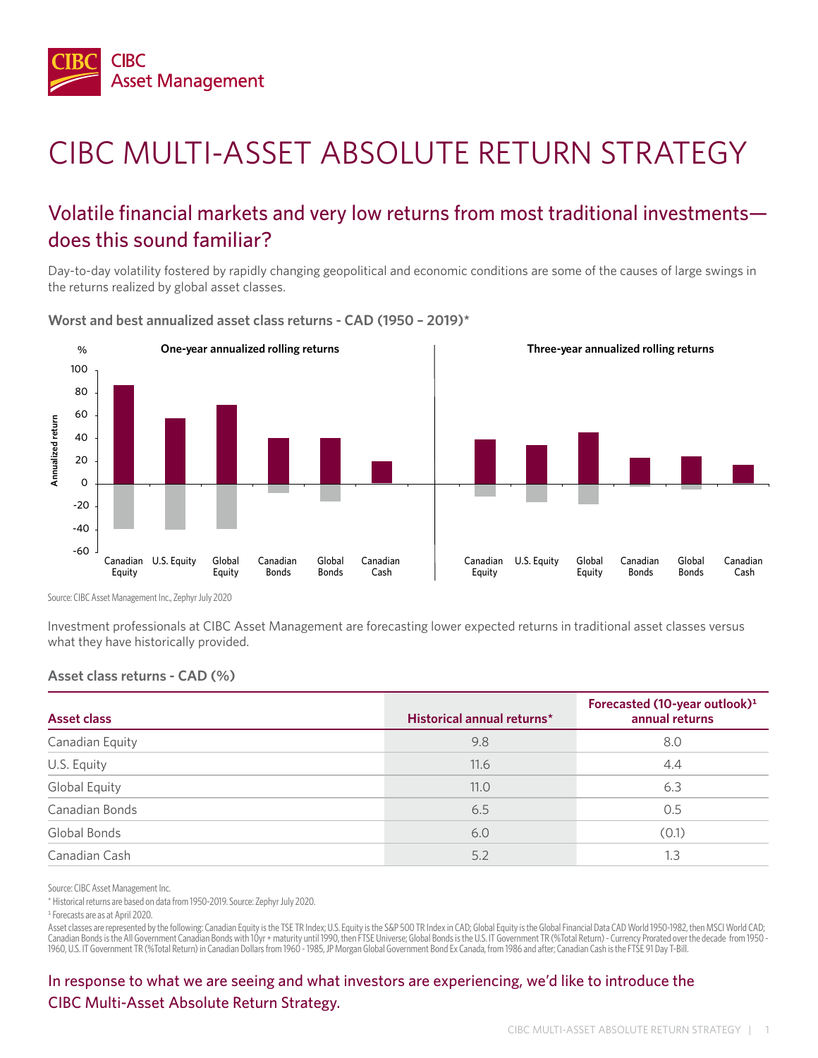# CIBC MULTI-ASSET ABSOLUTE RETURN STRATEGY

## Volatile financial markets and very low returns from most traditional investments—does this sound familiar?

Day-to-day volatility fostered by rapidly changing geopolitical and economic conditions are some of the causes of large swings in the returns realized by global asset classes.

**Worst and best annualized asset class returns - CAD (1950 – 2019)***

Source: CIBC Asset Management Inc., Zephyr July 2020

Investment professionals at CIBC Asset Management are forecasting lower expected returns in traditional asset classes versus what they have historically provided.

**Asset class returns - CAD (%)**

| Asset class | Historical annual returns* | Forecasted (10-year outlook)[1] annual returns |
|---|---|---|
| Canadian Equity | 9.8 | 8.0 |
| U.S. Equity | 11.6 | 4.4 |
| Global Equity | 11.0 | 6.3 |
| Canadian Bonds | 6.5 | 0.5 |
| Global Bonds | 6.0 | (0.1) |
| Canadian Cash | 5.2 | 1.3 |

Source: CIBC Asset Management Inc.

* Historical returns are based on data from 1950-2019. Source: Zephyr July 2020.

[1] Forecasts are as at April 2020.

Asset classes are represented by the following: Canadian Equity is the TSE TR Index; U.S. Equity is the S&P 500 TR Index in CAD; Global Equity is the Global Financial Data CAD World 1950-1982, then MSCI World CAD; Canadian Bonds is the All Government Canadian Bonds with 10yr + maturity until 1990, then FTSE Universe; Global Bonds is the U.S. IT Government TR (%Total Return) - Currency Prorated over the decade from 1950 - 1960, U.S. IT Government TR (%Total Return) in Canadian Dollars from 1960 - 1985, JP Morgan Global Government Bond Ex Canada, from 1986 and after; Canadian Cash is the FTSE 91 Day T-Bill.

### In response to what we are seeing and what investors are experiencing, we'd like to introduce the CIBC Multi-Asset Absolute Return Strategy.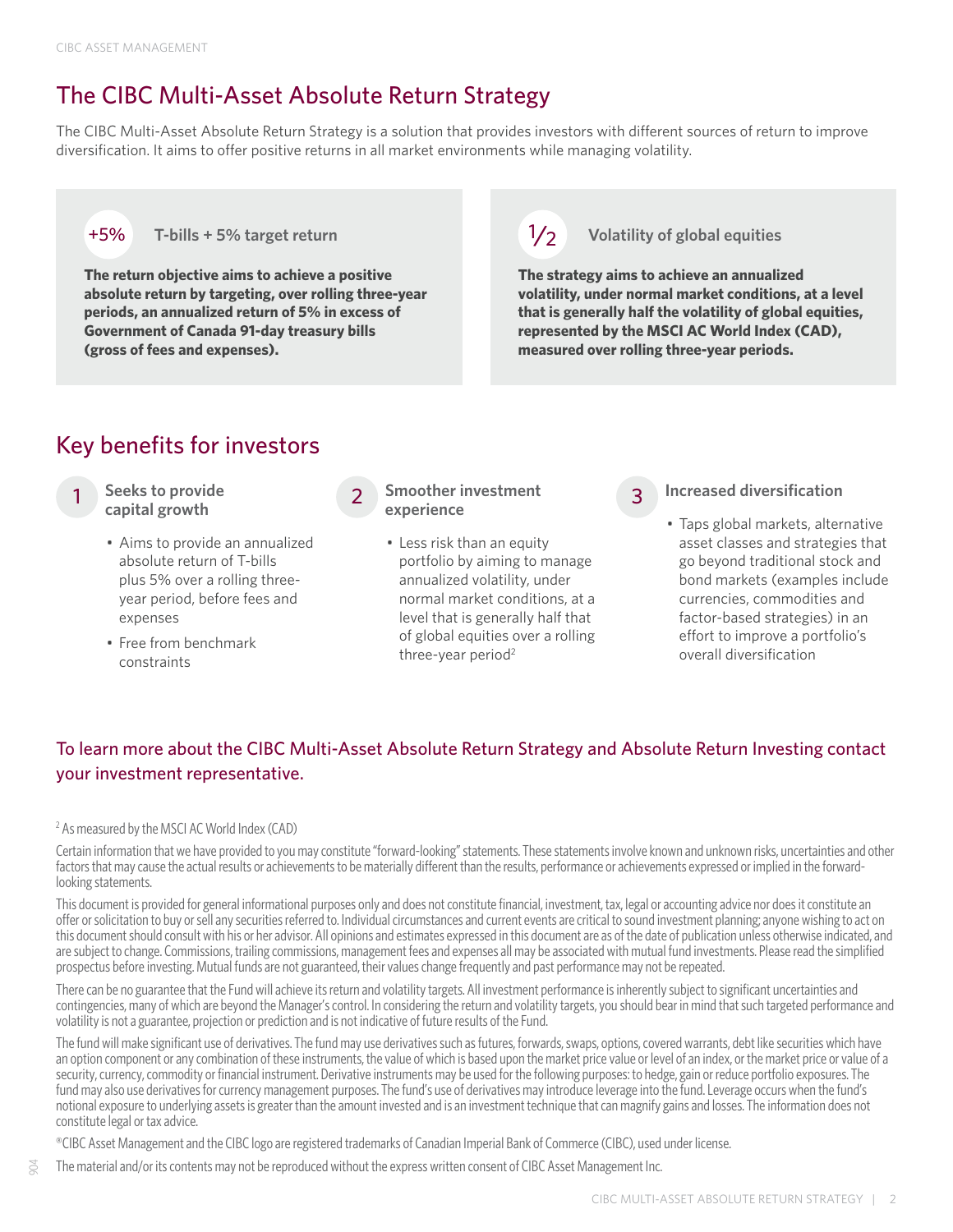## The CIBC Multi-Asset Absolute Return Strategy

The CIBC Multi-Asset Absolute Return Strategy is a solution that provides investors with different sources of return to improve diversification. It aims to offer positive returns in all market environments while managing volatility.

+5% **T-bills + 5% target return**

**The return objective aims to achieve a positive absolute return by targeting, over rolling three-year periods, an annualized return of 5% in excess of Government of Canada 91-day treasury bills (gross of fees and expenses).**

½ **Volatility of global equities**

**The strategy aims to achieve an annualized volatility, under normal market conditions, at a level that is generally half the volatility of global equities, represented by the MSCI AC World Index (CAD), measured over rolling three-year periods.**

## Key benefits for investors

### 1 Seeks to provide capital growth

- Aims to provide an annualized absolute return of T-bills plus 5% over a rolling three-year period, before fees and expenses
- Free from benchmark constraints

### 2 Smoother investment experience

- Less risk than an equity portfolio by aiming to manage annualized volatility, under normal market conditions, at a level that is generally half that of global equities over a rolling three-year period[2]

### 3 Increased diversification

- Taps global markets, alternative asset classes and strategies that go beyond traditional stock and bond markets (examples include currencies, commodities and factor-based strategies) in an effort to improve a portfolio's overall diversification

### To learn more about the CIBC Multi-Asset Absolute Return Strategy and Absolute Return Investing contact your investment representative.

[2] As measured by the MSCI AC World Index (CAD)

Certain information that we have provided to you may constitute "forward-looking" statements. These statements involve known and unknown risks, uncertainties and other factors that may cause the actual results or achievements to be materially different than the results, performance or achievements expressed or implied in the forward-looking statements.

This document is provided for general informational purposes only and does not constitute financial, investment, tax, legal or accounting advice nor does it constitute an offer or solicitation to buy or sell any securities referred to. Individual circumstances and current events are critical to sound investment planning; anyone wishing to act on this document should consult with his or her advisor. All opinions and estimates expressed in this document are as of the date of publication unless otherwise indicated, and are subject to change. Commissions, trailing commissions, management fees and expenses all may be associated with mutual fund investments. Please read the simplified prospectus before investing. Mutual funds are not guaranteed, their values change frequently and past performance may not be repeated.

There can be no guarantee that the Fund will achieve its return and volatility targets. All investment performance is inherently subject to significant uncertainties and contingencies, many of which are beyond the Manager's control. In considering the return and volatility targets, you should bear in mind that such targeted performance and volatility is not a guarantee, projection or prediction and is not indicative of future results of the Fund.

The fund will make significant use of derivatives. The fund may use derivatives such as futures, forwards, swaps, options, covered warrants, debt like securities which have an option component or any combination of these instruments, the value of which is based upon the market price value or level of an index, or the market price or value of a security, currency, commodity or financial instrument. Derivative instruments may be used for the following purposes: to hedge, gain or reduce portfolio exposures. The fund may also use derivatives for currency management purposes. The fund's use of derivatives may introduce leverage into the fund. Leverage occurs when the fund's notional exposure to underlying assets is greater than the amount invested and is an investment technique that can magnify gains and losses. The information does not constitute legal or tax advice.

®CIBC Asset Management and the CIBC logo are registered trademarks of Canadian Imperial Bank of Commerce (CIBC), used under license.

The material and/or its contents may not be reproduced without the express written consent of CIBC Asset Management Inc.